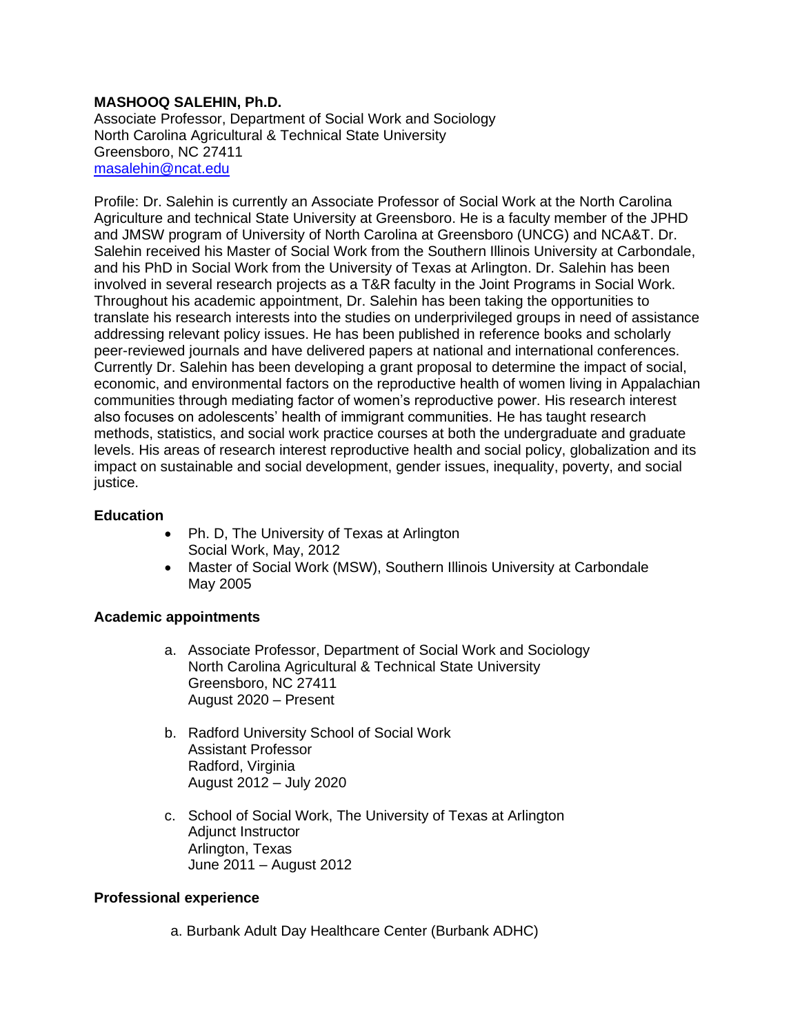**MASHOOQ SALEHIN, Ph.D.**
Associate Professor, Department of Social Work and Sociology
North Carolina Agricultural & Technical State University
Greensboro, NC 27411
[masalehin@ncat.edu](mailto:masalehin@ncat.edu)

Profile: Dr. Salehin is currently an Associate Professor of Social Work at the North Carolina Agriculture and technical State University at Greensboro. He is a faculty member of the JPHD and JMSW program of University of North Carolina at Greensboro (UNCG) and NCA&T. Dr. Salehin received his Master of Social Work from the Southern Illinois University at Carbondale, and his PhD in Social Work from the University of Texas at Arlington. Dr. Salehin has been involved in several research projects as a T&R faculty in the Joint Programs in Social Work. Throughout his academic appointment, Dr. Salehin has been taking the opportunities to translate his research interests into the studies on underprivileged groups in need of assistance addressing relevant policy issues. He has been published in reference books and scholarly peer-reviewed journals and have delivered papers at national and international conferences. Currently Dr. Salehin has been developing a grant proposal to determine the impact of social, economic, and environmental factors on the reproductive health of women living in Appalachian communities through mediating factor of women's reproductive power. His research interest also focuses on adolescents' health of immigrant communities. He has taught research methods, statistics, and social work practice courses at both the undergraduate and graduate levels. His areas of research interest reproductive health and social policy, globalization and its impact on sustainable and social development, gender issues, inequality, poverty, and social justice.

**Education**

- Ph. D, The University of Texas at Arlington
  Social Work, May, 2012
- Master of Social Work (MSW), Southern Illinois University at Carbondale
  May 2005

**Academic appointments**

a. Associate Professor, Department of Social Work and Sociology
   North Carolina Agricultural & Technical State University
   Greensboro, NC 27411
   August 2020 – Present

b. Radford University School of Social Work
   Assistant Professor
   Radford, Virginia
   August 2012 – July 2020

c. School of Social Work, The University of Texas at Arlington
   Adjunct Instructor
   Arlington, Texas
   June 2011 – August 2012

**Professional experience**

a. Burbank Adult Day Healthcare Center (Burbank ADHC)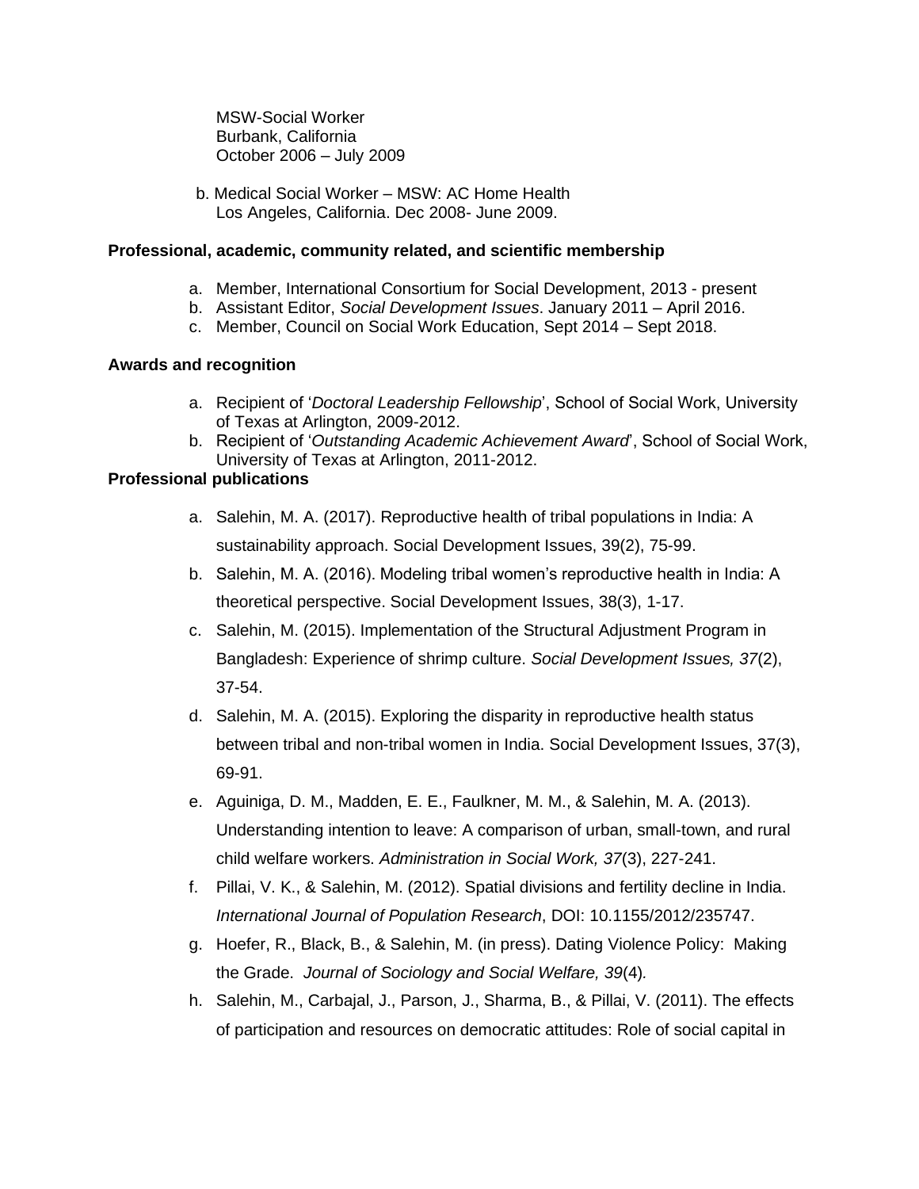MSW-Social Worker
Burbank, California
October 2006 – July 2009

b. Medical Social Worker – MSW: AC Home Health
Los Angeles, California. Dec 2008- June 2009.

**Professional, academic, community related, and scientific membership**

a. Member, International Consortium for Social Development, 2013 - present
b. Assistant Editor, *Social Development Issues*. January 2011 – April 2016.
c. Member, Council on Social Work Education, Sept 2014 – Sept 2018.

**Awards and recognition**

a. Recipient of '*Doctoral Leadership Fellowship*', School of Social Work, University of Texas at Arlington, 2009-2012.
b. Recipient of '*Outstanding Academic Achievement Award*', School of Social Work, University of Texas at Arlington, 2011-2012.

**Professional publications**

a. Salehin, M. A. (2017). Reproductive health of tribal populations in India: A sustainability approach. Social Development Issues, 39(2), 75-99.
b. Salehin, M. A. (2016). Modeling tribal women's reproductive health in India: A theoretical perspective. Social Development Issues, 38(3), 1-17.
c. Salehin, M. (2015). Implementation of the Structural Adjustment Program in Bangladesh: Experience of shrimp culture. *Social Development Issues, 37*(2), 37-54.
d. Salehin, M. A. (2015). Exploring the disparity in reproductive health status between tribal and non-tribal women in India. Social Development Issues, 37(3), 69-91.
e. Aguiniga, D. M., Madden, E. E., Faulkner, M. M., & Salehin, M. A. (2013). Understanding intention to leave: A comparison of urban, small-town, and rural child welfare workers. *Administration in Social Work, 37*(3), 227-241.
f. Pillai, V. K., & Salehin, M. (2012). Spatial divisions and fertility decline in India. *International Journal of Population Research*, DOI: 10.1155/2012/235747.
g. Hoefer, R., Black, B., & Salehin, M. (in press). Dating Violence Policy: Making the Grade. *Journal of Sociology and Social Welfare, 39*(4).
h. Salehin, M., Carbajal, J., Parson, J., Sharma, B., & Pillai, V. (2011). The effects of participation and resources on democratic attitudes: Role of social capital in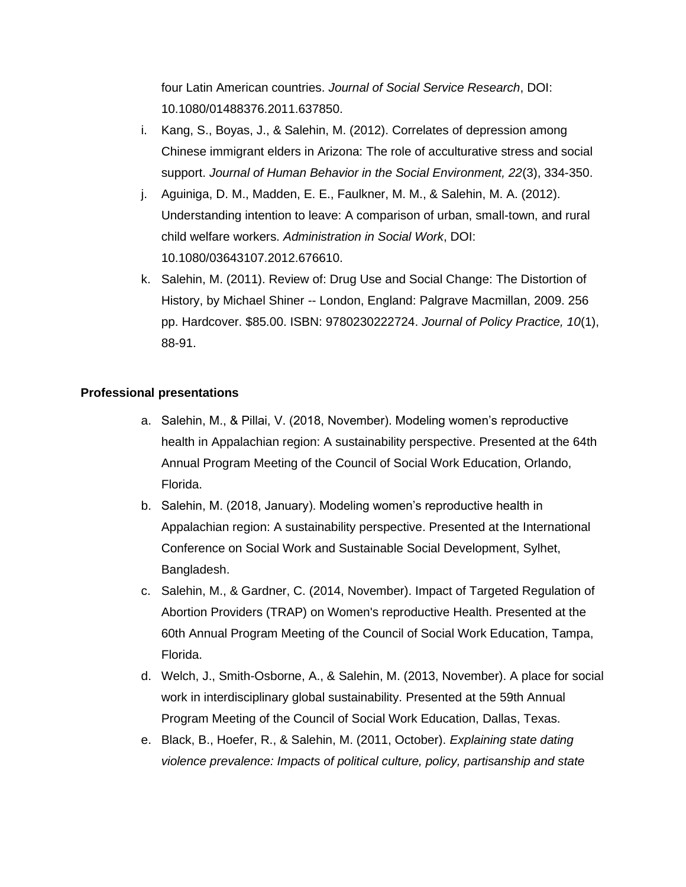four Latin American countries. *Journal of Social Service Research*, DOI: 10.1080/01488376.2011.637850.

i. Kang, S., Boyas, J., & Salehin, M. (2012). Correlates of depression among Chinese immigrant elders in Arizona: The role of acculturative stress and social support. *Journal of Human Behavior in the Social Environment, 22*(3), 334-350.
j. Aguiniga, D. M., Madden, E. E., Faulkner, M. M., & Salehin, M. A. (2012). Understanding intention to leave: A comparison of urban, small-town, and rural child welfare workers. *Administration in Social Work*, DOI: 10.1080/03643107.2012.676610.
k. Salehin, M. (2011). Review of: Drug Use and Social Change: The Distortion of History, by Michael Shiner -- London, England: Palgrave Macmillan, 2009. 256 pp. Hardcover. $85.00. ISBN: 9780230222724. *Journal of Policy Practice, 10*(1), 88-91.

**Professional presentations**

a. Salehin, M., & Pillai, V. (2018, November). Modeling women's reproductive health in Appalachian region: A sustainability perspective. Presented at the 64th Annual Program Meeting of the Council of Social Work Education, Orlando, Florida.
b. Salehin, M. (2018, January). Modeling women's reproductive health in Appalachian region: A sustainability perspective. Presented at the International Conference on Social Work and Sustainable Social Development, Sylhet, Bangladesh.
c. Salehin, M., & Gardner, C. (2014, November). Impact of Targeted Regulation of Abortion Providers (TRAP) on Women's reproductive Health. Presented at the 60th Annual Program Meeting of the Council of Social Work Education, Tampa, Florida.
d. Welch, J., Smith-Osborne, A., & Salehin, M. (2013, November). A place for social work in interdisciplinary global sustainability. Presented at the 59th Annual Program Meeting of the Council of Social Work Education, Dallas, Texas.
e. Black, B., Hoefer, R., & Salehin, M. (2011, October). *Explaining state dating violence prevalence: Impacts of political culture, policy, partisanship and state*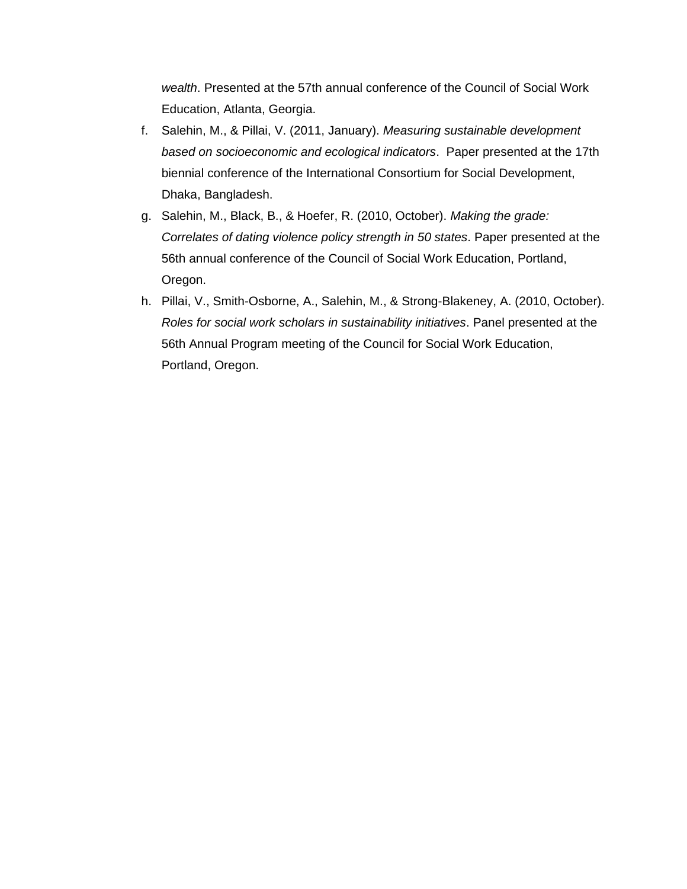*wealth*. Presented at the 57th annual conference of the Council of Social Work Education, Atlanta, Georgia.

f. Salehin, M., & Pillai, V. (2011, January). *Measuring sustainable development based on socioeconomic and ecological indicators*. Paper presented at the 17th biennial conference of the International Consortium for Social Development, Dhaka, Bangladesh.

g. Salehin, M., Black, B., & Hoefer, R. (2010, October). *Making the grade: Correlates of dating violence policy strength in 50 states*. Paper presented at the 56th annual conference of the Council of Social Work Education, Portland, Oregon.

h. Pillai, V., Smith-Osborne, A., Salehin, M., & Strong-Blakeney, A. (2010, October). *Roles for social work scholars in sustainability initiatives*. Panel presented at the 56th Annual Program meeting of the Council for Social Work Education, Portland, Oregon.